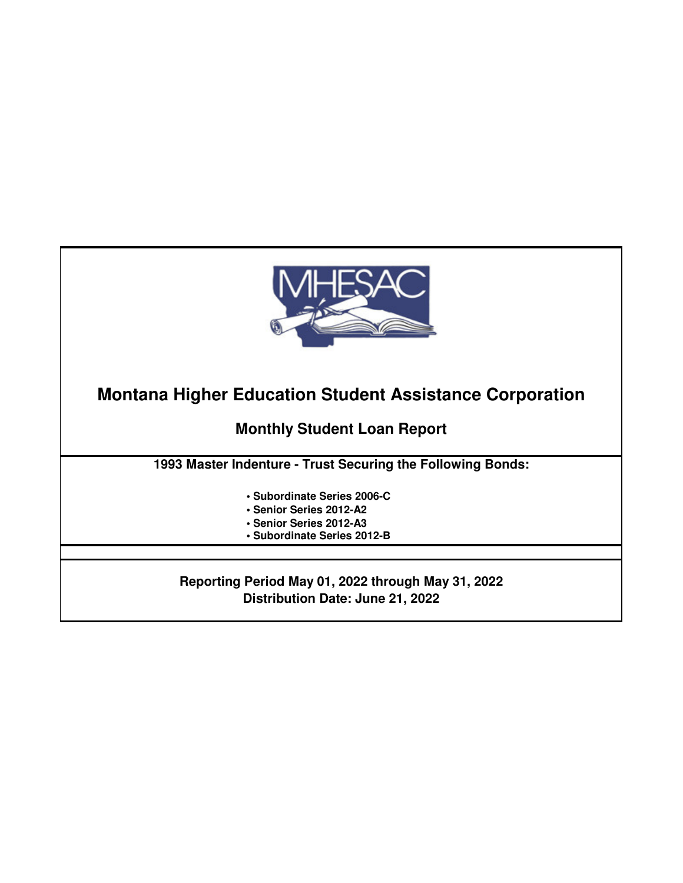# Montana Higher Education Student Assistance Corporation

## Monthly Student Loan Report

**1993 Master Indenture - Trust Securing the Following Bonds:**

- **Subordinate Series 2006-C**
- **Senior Series 2012-A2**
- **Senior Series 2012-A3**
- **Subordinate Series 2012-B**

**Reporting Period May 01, 2022 through May 31, 2022**
**Distribution Date: June 21, 2022**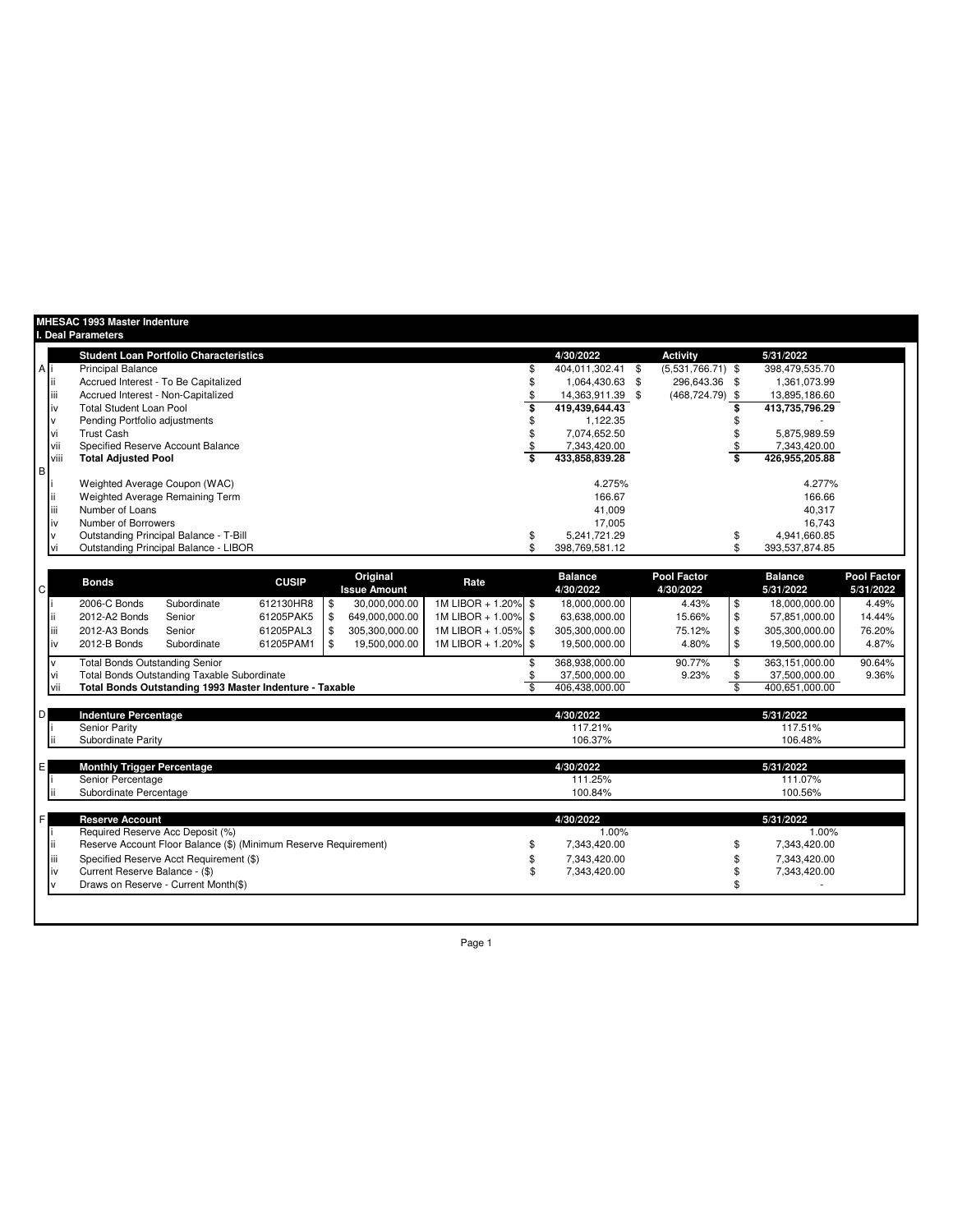# MHESAC 1993 Master Indenture

## I. Deal Parameters

| | | Student Loan Portfolio Characteristics | 4/30/2022 | Activity | 5/31/2022 |
|---|---|---|---|---|---|
| A | i | Principal Balance | $ 404,011,302.41 | $ (5,531,766.71) | $ 398,479,535.70 |
| | ii | Accrued Interest - To Be Capitalized | $ 1,064,430.63 | $ 296,643.36 | $ 1,361,073.99 |
| | iii | Accrued Interest - Non-Capitalized | $ 14,363,911.39 | $ (468,724.79) | $ 13,895,186.60 |
| | iv | **Total Student Loan Pool** | **$ 419,439,644.43** | | **$ 413,735,796.29** |
| | v | Pending Portfolio adjustments | $ 1,122.35 | | $ - |
| | vi | Trust Cash | $ 7,074,652.50 | | $ 5,875,989.59 |
| | vii | Specified Reserve Account Balance | $ 7,343,420.00 | | $ 7,343,420.00 |
| | viii | **Total Adjusted Pool** | **$ 433,858,839.28** | | **$ 426,955,205.88** |
| B | | | | | |
| | i | Weighted Average Coupon (WAC) | 4.275% | | 4.277% |
| | ii | Weighted Average Remaining Term | 166.67 | | 166.66 |
| | iii | Number of Loans | 41,009 | | 40,317 |
| | iv | Number of Borrowers | 17,005 | | 16,743 |
| | v | Outstanding Principal Balance - T-Bill | $ 5,241,721.29 | | $ 4,941,660.85 |
| | vi | Outstanding Principal Balance - LIBOR | $ 398,769,581.12 | | $ 393,537,874.85 |

| C | | Bonds | | CUSIP | Original Issue Amount | Rate | Balance 4/30/2022 | Pool Factor 4/30/2022 | Balance 5/31/2022 | Pool Factor 5/31/2022 |
|---|---|---|---|---|---|---|---|---|---|---|
| | i | 2006-C Bonds | Subordinate | 612130HR8 | $ 30,000,000.00 | 1M LIBOR + 1.20% | $ 18,000,000.00 | 4.43% | $ 18,000,000.00 | 4.49% |
| | ii | 2012-A2 Bonds | Senior | 61205PAK5 | $ 649,000,000.00 | 1M LIBOR + 1.00% | $ 63,638,000.00 | 15.66% | $ 57,851,000.00 | 14.44% |
| | iii | 2012-A3 Bonds | Senior | 61205PAL3 | $ 305,300,000.00 | 1M LIBOR + 1.05% | $ 305,300,000.00 | 75.12% | $ 305,300,000.00 | 76.20% |
| | iv | 2012-B Bonds | Subordinate | 61205PAM1 | $ 19,500,000.00 | 1M LIBOR + 1.20% | $ 19,500,000.00 | 4.80% | $ 19,500,000.00 | 4.87% |
| | v | Total Bonds Outstanding Senior | | | | | $ 368,938,000.00 | 90.77% | $ 363,151,000.00 | 90.64% |
| | vi | Total Bonds Outstanding Taxable Subordinate | | | | | $ 37,500,000.00 | 9.23% | $ 37,500,000.00 | 9.36% |
| | vii | **Total Bonds Outstanding 1993 Master Indenture - Taxable** | | | | | $ 406,438,000.00 | | $ 400,651,000.00 | |

| D | | Indenture Percentage | 4/30/2022 | 5/31/2022 |
|---|---|---|---|---|
| | i | Senior Parity | 117.21% | 117.51% |
| | ii | Subordinate Parity | 106.37% | 106.48% |

| E | | Monthly Trigger Percentage | 4/30/2022 | 5/31/2022 |
|---|---|---|---|---|
| | i | Senior Percentage | 111.25% | 111.07% |
| | ii | Subordinate Percentage | 100.84% | 100.56% |

| F | | Reserve Account | 4/30/2022 | 5/31/2022 |
|---|---|---|---|---|
| | i | Required Reserve Acc Deposit (%) | 1.00% | 1.00% |
| | ii | Reserve Account Floor Balance ($) (Minimum Reserve Requirement) | $ 7,343,420.00 | $ 7,343,420.00 |
| | iii | Specified Reserve Acct Requirement ($) | $ 7,343,420.00 | $ 7,343,420.00 |
| | iv | Current Reserve Balance - ($) | $ 7,343,420.00 | $ 7,343,420.00 |
| | v | Draws on Reserve - Current Month($) | | $ - |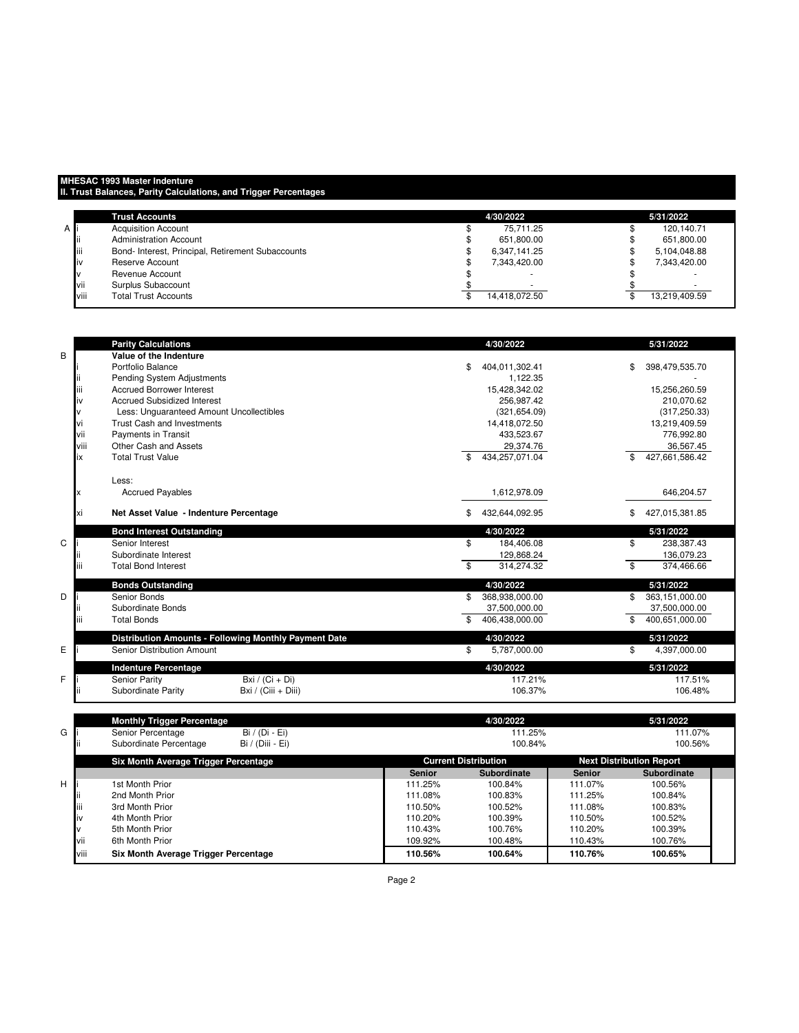**MHESAC 1993 Master Indenture**
**II. Trust Balances, Parity Calculations, and Trigger Percentages**

| | | Trust Accounts | 4/30/2022 | 5/31/2022 |
|---|---|---|---|---|
| A | i | Acquisition Account | $ 75,711.25 | $ 120,140.71 |
| | ii | Administration Account | $ 651,800.00 | $ 651,800.00 |
| | iii | Bond- Interest, Principal, Retirement Subaccounts | $ 6,347,141.25 | $ 5,104,048.88 |
| | iv | Reserve Account | $ 7,343,420.00 | $ 7,343,420.00 |
| | v | Revenue Account | $ - | $ - |
| | vii | Surplus Subaccount | $ - | $ - |
| | viii | Total Trust Accounts | $ 14,418,072.50 | $ 13,219,409.59 |

| | | Parity Calculations | | 4/30/2022 | 5/31/2022 |
|---|---|---|---|---|---|
| B | | **Value of the Indenture** | | | |
| | i | Portfolio Balance | | $ 404,011,302.41 | $ 398,479,535.70 |
| | ii | Pending System Adjustments | | 1,122.35 | - |
| | iii | Accrued Borrower Interest | | 15,428,342.02 | 15,256,260.59 |
| | iv | Accrued Subsidized Interest | | 256,987.42 | 210,070.62 |
| | v | Less: Unguaranteed Amount Uncollectibles | | (321,654.09) | (317,250.33) |
| | vi | Trust Cash and Investments | | 14,418,072.50 | 13,219,409.59 |
| | vii | Payments in Transit | | 433,523.67 | 776,992.80 |
| | viii | Other Cash and Assets | | 29,374.76 | 36,567.45 |
| | ix | Total Trust Value | | $ 434,257,071.04 | $ 427,661,586.42 |
| | | Less: | | | |
| | x | Accrued Payables | | 1,612,978.09 | 646,204.57 |
| | xi | **Net Asset Value - Indenture Percentage** | | $ 432,644,092.95 | $ 427,015,381.85 |
| | | **Bond Interest Outstanding** | | **4/30/2022** | **5/31/2022** |
| C | i | Senior Interest | | $ 184,406.08 | $ 238,387.43 |
| | ii | Subordinate Interest | | 129,868.24 | 136,079.23 |
| | iii | Total Bond Interest | | $ 314,274.32 | $ 374,466.66 |
| | | **Bonds Outstanding** | | **4/30/2022** | **5/31/2022** |
| D | i | Senior Bonds | | $ 368,938,000.00 | $ 363,151,000.00 |
| | ii | Subordinate Bonds | | 37,500,000.00 | 37,500,000.00 |
| | iii | Total Bonds | | $ 406,438,000.00 | $ 400,651,000.00 |
| | | **Distribution Amounts - Following Monthly Payment Date** | | **4/30/2022** | **5/31/2022** |
| E | i | Senior Distribution Amount | | $ 5,787,000.00 | $ 4,397,000.00 |
| | | **Indenture Percentage** | | **4/30/2022** | **5/31/2022** |
| F | i | Senior Parity | Bxi / (Ci + Di) | 117.21% | 117.51% |
| | ii | Subordinate Parity | Bxi / (Ciii + Diii) | 106.37% | 106.48% |

| | | Monthly Trigger Percentage | | 4/30/2022 | 5/31/2022 |
|---|---|---|---|---|---|
| G | i | Senior Percentage | Bi / (Di - Ei) | 111.25% | 111.07% |
| | ii | Subordinate Percentage | Bi / (Diii - Ei) | 100.84% | 100.56% |

| | | Six Month Average Trigger Percentage | Current Distribution | | Next Distribution Report | |
|---|---|---|---|---|---|---|
| | | | **Senior** | **Subordinate** | **Senior** | **Subordinate** |
| H | i | 1st Month Prior | 111.25% | 100.84% | 111.07% | 100.56% |
| | ii | 2nd Month Prior | 111.08% | 100.83% | 111.25% | 100.84% |
| | iii | 3rd Month Prior | 110.50% | 100.52% | 111.08% | 100.83% |
| | iv | 4th Month Prior | 110.20% | 100.39% | 110.50% | 100.52% |
| | v | 5th Month Prior | 110.43% | 100.76% | 110.20% | 100.39% |
| | vii | 6th Month Prior | 109.92% | 100.48% | 110.43% | 100.76% |
| | viii | **Six Month Average Trigger Percentage** | **110.56%** | **100.64%** | **110.76%** | **100.65%** |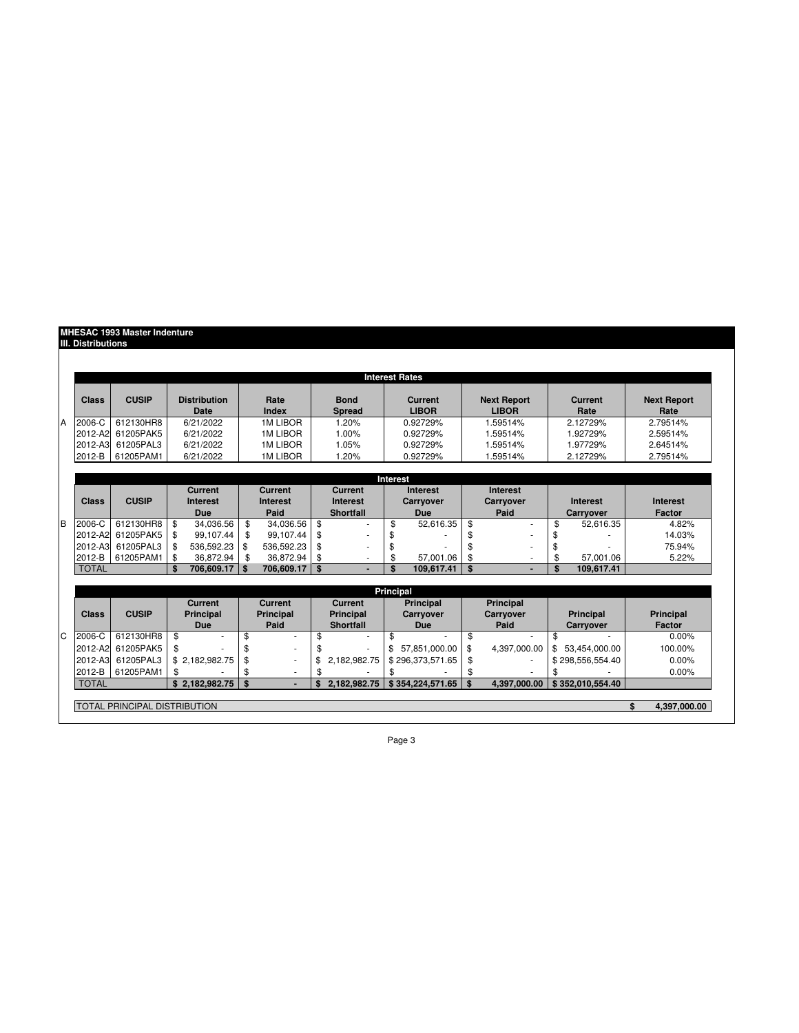## MHESAC 1993 Master Indenture
### III. Distributions

**Interest Rates**

| | Class | CUSIP | Distribution Date | Rate Index | Bond Spread | Current LIBOR | Next Report LIBOR | Current Rate | Next Report Rate |
|---|---|---|---|---|---|---|---|---|---|
| A | 2006-C | 612130HR8 | 6/21/2022 | 1M LIBOR | 1.20% | 0.92729% | 1.59514% | 2.12729% | 2.79514% |
| | 2012-A2 | 61205PAK5 | 6/21/2022 | 1M LIBOR | 1.00% | 0.92729% | 1.59514% | 1.92729% | 2.59514% |
| | 2012-A3 | 61205PAL3 | 6/21/2022 | 1M LIBOR | 1.05% | 0.92729% | 1.59514% | 1.97729% | 2.64514% |
| | 2012-B | 61205PAM1 | 6/21/2022 | 1M LIBOR | 1.20% | 0.92729% | 1.59514% | 2.12729% | 2.79514% |

**Interest**

| | Class | CUSIP | Current Interest Due | Current Interest Paid | Current Interest Shortfall | Interest Carryover Due | Interest Carryover Paid | Interest Carryover | Interest Factor |
|---|---|---|---|---|---|---|---|---|---|
| B | 2006-C | 612130HR8 | $ 34,036.56 | $ 34,036.56 | $ - | $ 52,616.35 | $ - | $ 52,616.35 | 4.82% |
| | 2012-A2 | 61205PAK5 | $ 99,107.44 | $ 99,107.44 | $ - | $ - | $ - | $ - | 14.03% |
| | 2012-A3 | 61205PAL3 | $ 536,592.23 | $ 536,592.23 | $ - | $ - | $ - | $ - | 75.94% |
| | 2012-B | 61205PAM1 | $ 36,872.94 | $ 36,872.94 | $ - | $ 57,001.06 | $ - | $ 57,001.06 | 5.22% |
| | **TOTAL** | | **$ 706,609.17** | **$ 706,609.17** | **$ -** | **$ 109,617.41** | **$ -** | **$ 109,617.41** | |

**Principal**

| | Class | CUSIP | Current Principal Due | Current Principal Paid | Current Principal Shortfall | Principal Carryover Due | Principal Carryover Paid | Principal Carryover | Principal Factor |
|---|---|---|---|---|---|---|---|---|---|
| C | 2006-C | 612130HR8 | $ - | $ - | $ - | $ - | $ - | $ - | 0.00% |
| | 2012-A2 | 61205PAK5 | $ - | $ - | $ - | $ 57,851,000.00 | $ 4,397,000.00 | $ 53,454,000.00 | 100.00% |
| | 2012-A3 | 61205PAL3 | $ 2,182,982.75 | $ - | $ 2,182,982.75 | $ 296,373,571.65 | $ - | $ 298,556,554.40 | 0.00% |
| | 2012-B | 61205PAM1 | $ - | $ - | $ - | $ - | $ - | $ - | 0.00% |
| | **TOTAL** | | **$ 2,182,982.75** | **$ -** | **$ 2,182,982.75** | **$ 354,224,571.65** | **$ 4,397,000.00** | **$ 352,010,554.40** | |

| TOTAL PRINCIPAL DISTRIBUTION | **$ 4,397,000.00** |
|---|---|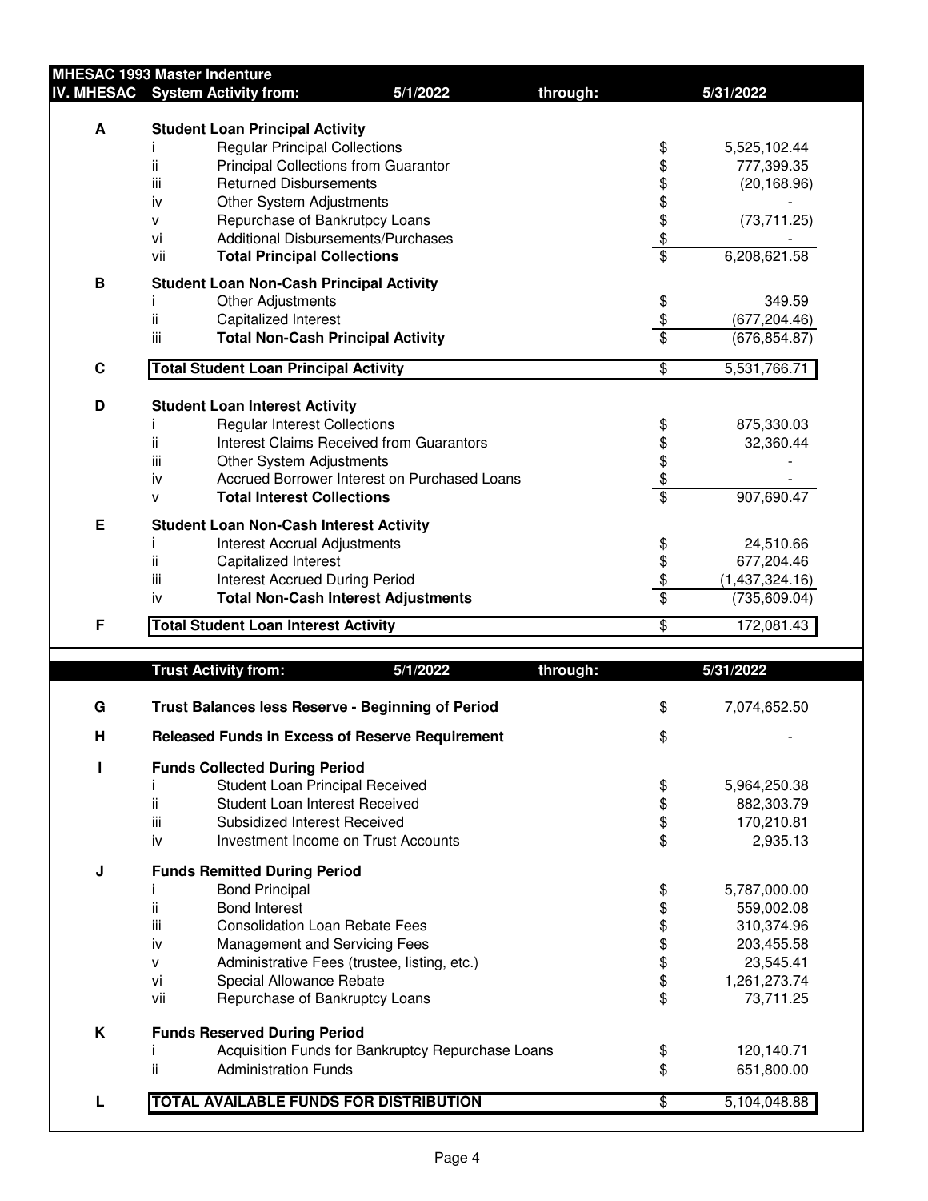**MHESAC 1993 Master Indenture**

| IV. MHESAC | System Activity from: | 5/1/2022 | through: | 5/31/2022 |
|---|---|---|---|---|
| **A** | **Student Loan Principal Activity** | | | |
| | i | Regular Principal Collections | $ | 5,525,102.44 |
| | ii | Principal Collections from Guarantor | $ | 777,399.35 |
| | iii | Returned Disbursements | $ | (20,168.96) |
| | iv | Other System Adjustments | $ | - |
| | v | Repurchase of Bankrutpcy Loans | $ | (73,711.25) |
| | vi | Additional Disbursements/Purchases | $ | - |
| | vii | **Total Principal Collections** | $ | 6,208,621.58 |
| **B** | **Student Loan Non-Cash Principal Activity** | | | |
| | i | Other Adjustments | $ | 349.59 |
| | ii | Capitalized Interest | $ | (677,204.46) |
| | iii | **Total Non-Cash Principal Activity** | $ | (676,854.87) |
| **C** | **Total Student Loan Principal Activity** | | $ | 5,531,766.71 |
| **D** | **Student Loan Interest Activity** | | | |
| | i | Regular Interest Collections | $ | 875,330.03 |
| | ii | Interest Claims Received from Guarantors | $ | 32,360.44 |
| | iii | Other System Adjustments | $ | - |
| | iv | Accrued Borrower Interest on Purchased Loans | $ | - |
| | v | **Total Interest Collections** | $ | 907,690.47 |
| **E** | **Student Loan Non-Cash Interest Activity** | | | |
| | i | Interest Accrual Adjustments | $ | 24,510.66 |
| | ii | Capitalized Interest | $ | 677,204.46 |
| | iii | Interest Accrued During Period | $ | (1,437,324.16) |
| | iv | **Total Non-Cash Interest Adjustments** | $ | (735,609.04) |
| **F** | **Total Student Loan Interest Activity** | | $ | 172,081.43 |

| | Trust Activity from: | 5/1/2022 | through: | 5/31/2022 |
|---|---|---|---|---|
| **G** | **Trust Balances less Reserve - Beginning of Period** | | $ | 7,074,652.50 |
| **H** | **Released Funds in Excess of Reserve Requirement** | | $ | - |
| **I** | **Funds Collected During Period** | | | |
| | i | Student Loan Principal Received | $ | 5,964,250.38 |
| | ii | Student Loan Interest Received | $ | 882,303.79 |
| | iii | Subsidized Interest Received | $ | 170,210.81 |
| | iv | Investment Income on Trust Accounts | $ | 2,935.13 |
| **J** | **Funds Remitted During Period** | | | |
| | i | Bond Principal | $ | 5,787,000.00 |
| | ii | Bond Interest | $ | 559,002.08 |
| | iii | Consolidation Loan Rebate Fees | $ | 310,374.96 |
| | iv | Management and Servicing Fees | $ | 203,455.58 |
| | v | Administrative Fees (trustee, listing, etc.) | $ | 23,545.41 |
| | vi | Special Allowance Rebate | $ | 1,261,273.74 |
| | vii | Repurchase of Bankruptcy Loans | $ | 73,711.25 |
| **K** | **Funds Reserved During Period** | | | |
| | i | Acquisition Funds for Bankruptcy Repurchase Loans | $ | 120,140.71 |
| | ii | Administration Funds | $ | 651,800.00 |
| **L** | **TOTAL AVAILABLE FUNDS FOR DISTRIBUTION** | | $ | 5,104,048.88 |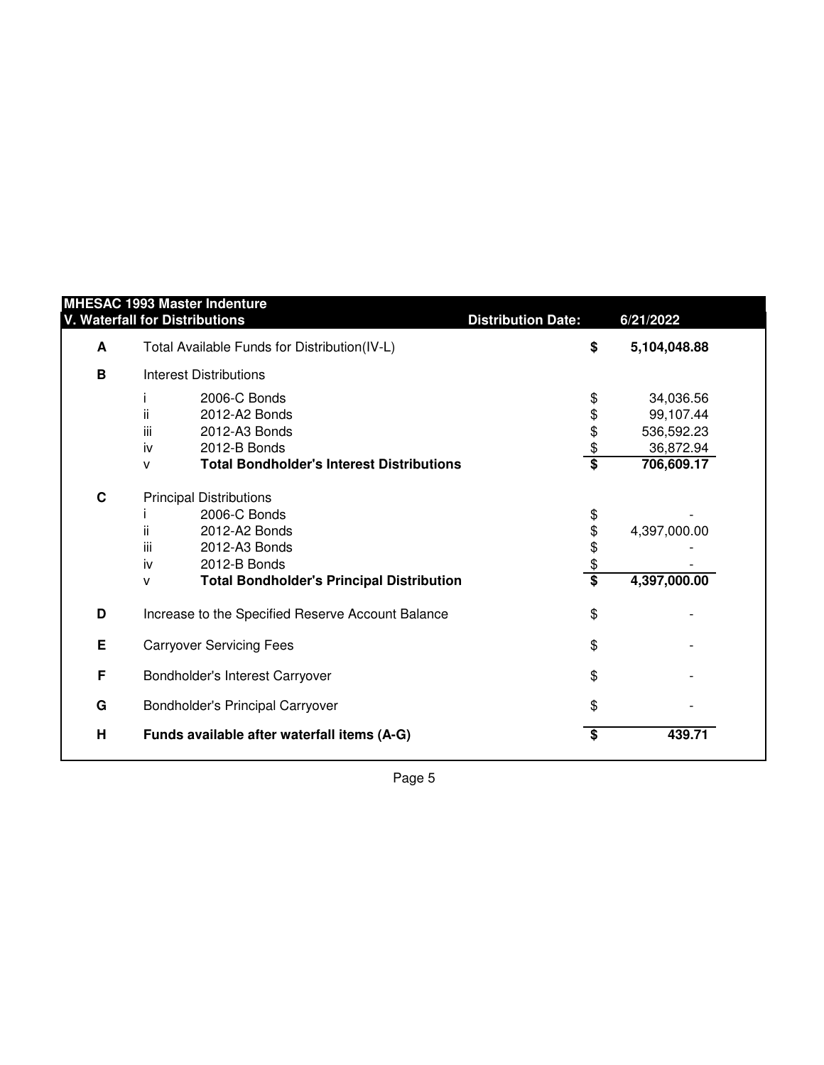## MHESAC 1993 Master Indenture

### V. Waterfall for Distributions

**Distribution Date:** 6/21/2022

| | | | | |
|---|---|---|---|---|
| **A** | Total Available Funds for Distribution(IV-L) | | **$** | **5,104,048.88** |
| **B** | Interest Distributions | | | |
| | i | 2006-C Bonds | $ | 34,036.56 |
| | ii | 2012-A2 Bonds | $ | 99,107.44 |
| | iii | 2012-A3 Bonds | $ | 536,592.23 |
| | iv | 2012-B Bonds | $ | 36,872.94 |
| | v | **Total Bondholder's Interest Distributions** | **$** | **706,609.17** |
| **C** | Principal Distributions | | | |
| | i | 2006-C Bonds | $ | - |
| | ii | 2012-A2 Bonds | $ | 4,397,000.00 |
| | iii | 2012-A3 Bonds | $ | - |
| | iv | 2012-B Bonds | $ | - |
| | v | **Total Bondholder's Principal Distribution** | **$** | **4,397,000.00** |
| **D** | Increase to the Specified Reserve Account Balance | | $ | - |
| **E** | Carryover Servicing Fees | | $ | - |
| **F** | Bondholder's Interest Carryover | | $ | - |
| **G** | Bondholder's Principal Carryover | | $ | - |
| **H** | **Funds available after waterfall items (A-G)** | | **$** | **439.71** |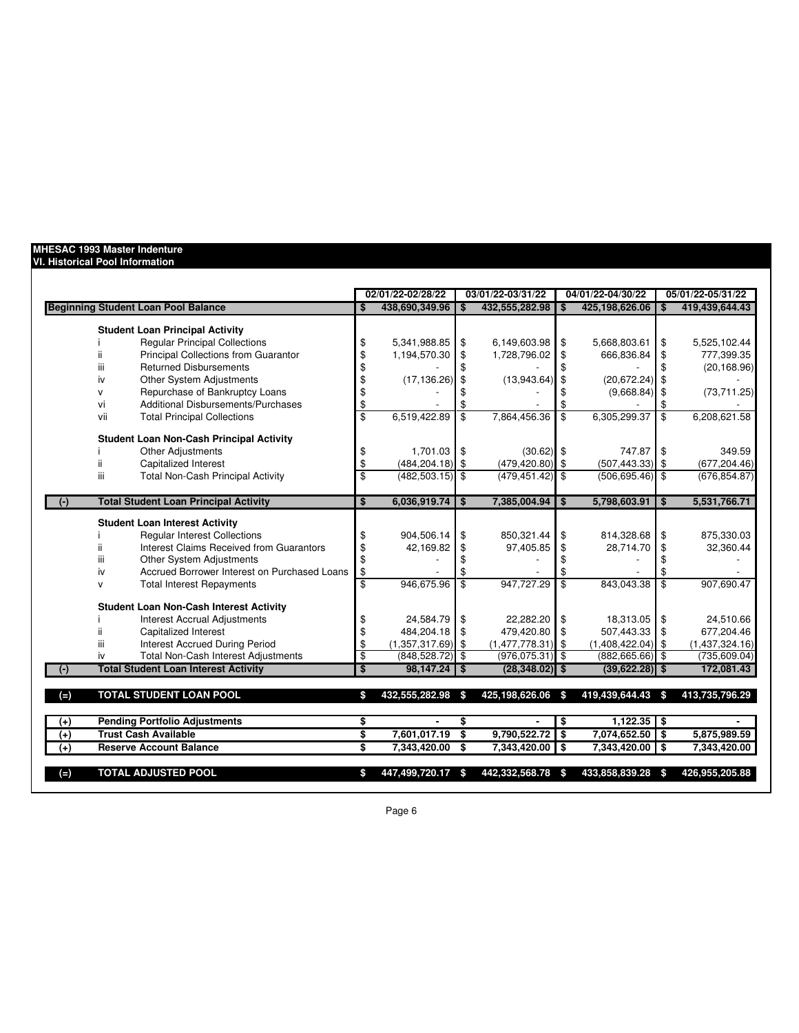**MHESAC 1993 Master Indenture**
**VI. Historical Pool Information**

| | | | 02/01/22-02/28/22 | 03/01/22-03/31/22 | 04/01/22-04/30/22 | 05/01/22-05/31/22 |
|---|---|---|---|---|---|---|
| **Beginning Student Loan Pool Balance** | | | **$ 438,690,349.96** | **$ 432,555,282.98** | **$ 425,198,626.06** | **$ 419,439,644.43** |
| | **Student Loan Principal Activity** | | | | | |
| | i | Regular Principal Collections | $ 5,341,988.85 | $ 6,149,603.98 | $ 5,668,803.61 | $ 5,525,102.44 |
| | ii | Principal Collections from Guarantor | $ 1,194,570.30 | $ 1,728,796.02 | $ 666,836.84 | $ 777,399.35 |
| | iii | Returned Disbursements | $ - | $ - | $ - | $ (20,168.96) |
| | iv | Other System Adjustments | $ (17,136.26) | $ (13,943.64) | $ (20,672.24) | $ - |
| | v | Repurchase of Bankruptcy Loans | $ - | $ - | $ (9,668.84) | $ (73,711.25) |
| | vi | Additional Disbursements/Purchases | $ - | $ - | $ - | $ - |
| | vii | Total Principal Collections | $ 6,519,422.89 | $ 7,864,456.36 | $ 6,305,299.37 | $ 6,208,621.58 |
| | **Student Loan Non-Cash Principal Activity** | | | | | |
| | i | Other Adjustments | $ 1,701.03 | $ (30.62) | $ 747.87 | $ 349.59 |
| | ii | Capitalized Interest | $ (484,204.18) | $ (479,420.80) | $ (507,443.33) | $ (677,204.46) |
| | iii | Total Non-Cash Principal Activity | $ (482,503.15) | $ (479,451.42) | $ (506,695.46) | $ (676,854.87) |
| (-) | **Total Student Loan Principal Activity** | | **$ 6,036,919.74** | **$ 7,385,004.94** | **$ 5,798,603.91** | **$ 5,531,766.71** |
| | **Student Loan Interest Activity** | | | | | |
| | i | Regular Interest Collections | $ 904,506.14 | $ 850,321.44 | $ 814,328.68 | $ 875,330.03 |
| | ii | Interest Claims Received from Guarantors | $ 42,169.82 | $ 97,405.85 | $ 28,714.70 | $ 32,360.44 |
| | iii | Other System Adjustments | $ - | $ - | $ - | $ - |
| | iv | Accrued Borrower Interest on Purchased Loans | $ - | $ - | $ - | $ - |
| | v | Total Interest Repayments | $ 946,675.96 | $ 947,727.29 | $ 843,043.38 | $ 907,690.47 |
| | **Student Loan Non-Cash Interest Activity** | | | | | |
| | i | Interest Accrual Adjustments | $ 24,584.79 | $ 22,282.20 | $ 18,313.05 | $ 24,510.66 |
| | ii | Capitalized Interest | $ 484,204.18 | $ 479,420.80 | $ 507,443.33 | $ 677,204.46 |
| | iii | Interest Accrued During Period | $ (1,357,317.69) | $ (1,477,778.31) | $ (1,408,422.04) | $ (1,437,324.16) |
| | iv | Total Non-Cash Interest Adjustments | $ (848,528.72) | $ (976,075.31) | $ (882,665.66) | $ (735,609.04) |
| (-) | **Total Student Loan Interest Activity** | | **$ 98,147.24** | **$ (28,348.02)** | **$ (39,622.28)** | **$ 172,081.43** |
| (=) | **TOTAL STUDENT LOAN POOL** | | **$ 432,555,282.98** | **$ 425,198,626.06** | **$ 419,439,644.43** | **$ 413,735,796.29** |
| (+) | **Pending Portfolio Adjustments** | | **$ -** | **$ -** | **$ 1,122.35** | **$ -** |
| (+) | **Trust Cash Available** | | **$ 7,601,017.19** | **$ 9,790,522.72** | **$ 7,074,652.50** | **$ 5,875,989.59** |
| (+) | **Reserve Account Balance** | | **$ 7,343,420.00** | **$ 7,343,420.00** | **$ 7,343,420.00** | **$ 7,343,420.00** |
| (=) | **TOTAL ADJUSTED POOL** | | **$ 447,499,720.17** | **$ 442,332,568.78** | **$ 433,858,839.28** | **$ 426,955,205.88** |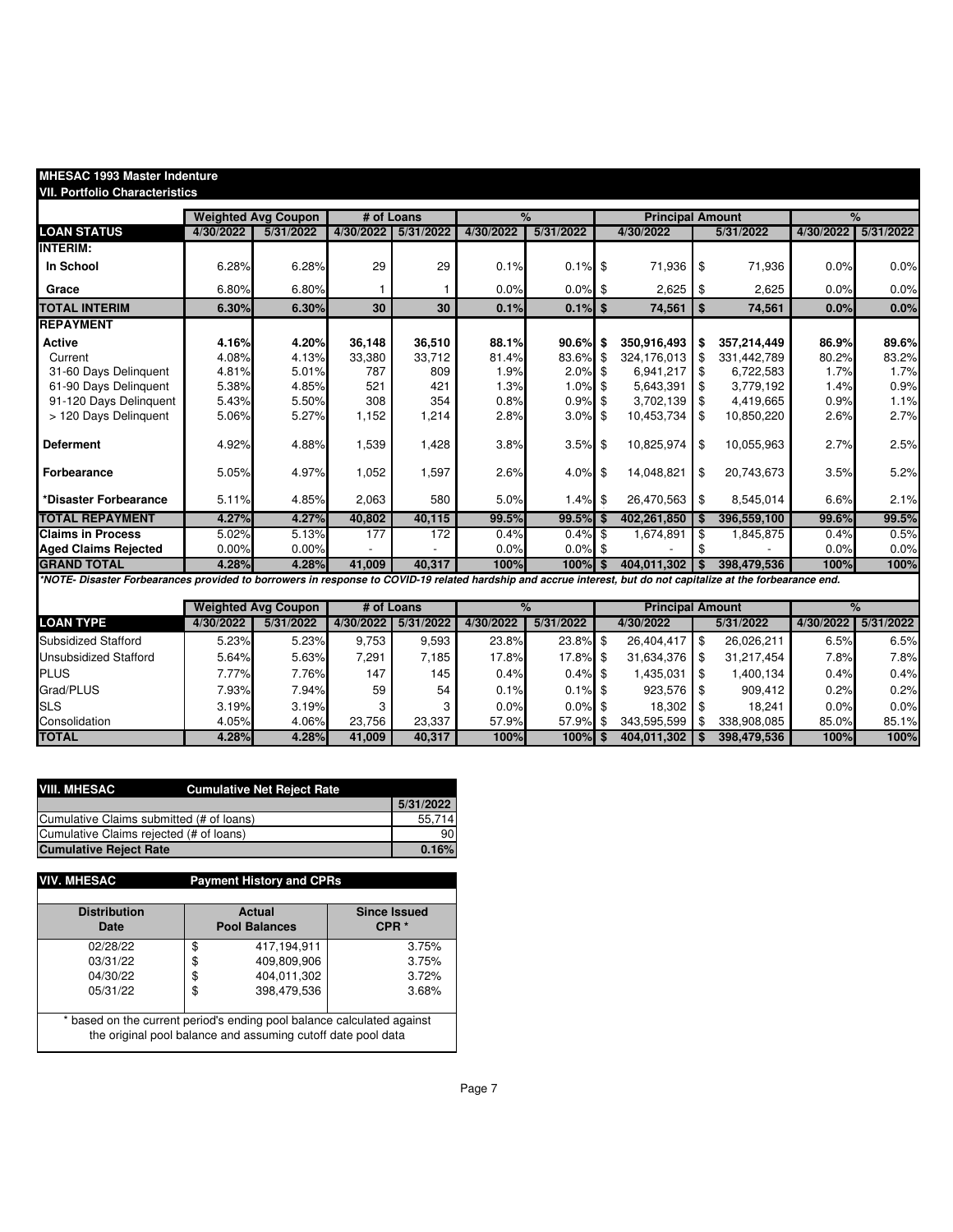## MHESAC 1993 Master Indenture

### VII. Portfolio Characteristics

| | Weighted Avg Coupon | | # of Loans | | % | | Principal Amount | | % | |
|---|---|---|---|---|---|---|---|---|---|---|
| **LOAN STATUS** | 4/30/2022 | 5/31/2022 | 4/30/2022 | 5/31/2022 | 4/30/2022 | 5/31/2022 | 4/30/2022 | 5/31/2022 | 4/30/2022 | 5/31/2022 |
| **INTERIM:** | | | | | | | | | | |
| **In School** | 6.28% | 6.28% | 29 | 29 | 0.1% | 0.1% | $ 71,936 | $ 71,936 | 0.0% | 0.0% |
| **Grace** | 6.80% | 6.80% | 1 | 1 | 0.0% | 0.0% | $ 2,625 | $ 2,625 | 0.0% | 0.0% |
| **TOTAL INTERIM** | **6.30%** | **6.30%** | **30** | **30** | **0.1%** | **0.1%** | **$ 74,561** | **$ 74,561** | **0.0%** | **0.0%** |
| **REPAYMENT** | | | | | | | | | | |
| **Active** | **4.16%** | **4.20%** | **36,148** | **36,510** | **88.1%** | **90.6%** | **$ 350,916,493** | **$ 357,214,449** | **86.9%** | **89.6%** |
| Current | 4.08% | 4.13% | 33,380 | 33,712 | 81.4% | 83.6% | $ 324,176,013 | $ 331,442,789 | 80.2% | 83.2% |
| 31-60 Days Delinquent | 4.81% | 5.01% | 787 | 809 | 1.9% | 2.0% | $ 6,941,217 | $ 6,722,583 | 1.7% | 1.7% |
| 61-90 Days Delinquent | 5.38% | 4.85% | 521 | 421 | 1.3% | 1.0% | $ 5,643,391 | $ 3,779,192 | 1.4% | 0.9% |
| 91-120 Days Delinquent | 5.43% | 5.50% | 308 | 354 | 0.8% | 0.9% | $ 3,702,139 | $ 4,419,665 | 0.9% | 1.1% |
| > 120 Days Delinquent | 5.06% | 5.27% | 1,152 | 1,214 | 2.8% | 3.0% | $ 10,453,734 | $ 10,850,220 | 2.6% | 2.7% |
| **Deferment** | 4.92% | 4.88% | 1,539 | 1,428 | 3.8% | 3.5% | $ 10,825,974 | $ 10,055,963 | 2.7% | 2.5% |
| **Forbearance** | 5.05% | 4.97% | 1,052 | 1,597 | 2.6% | 4.0% | $ 14,048,821 | $ 20,743,673 | 3.5% | 5.2% |
| **\*Disaster Forbearance** | 5.11% | 4.85% | 2,063 | 580 | 5.0% | 1.4% | $ 26,470,563 | $ 8,545,014 | 6.6% | 2.1% |
| **TOTAL REPAYMENT** | **4.27%** | **4.27%** | **40,802** | **40,115** | **99.5%** | **99.5%** | **$ 402,261,850** | **$ 396,559,100** | **99.6%** | **99.5%** |
| **Claims in Process** | 5.02% | 5.13% | 177 | 172 | 0.4% | 0.4% | $ 1,674,891 | $ 1,845,875 | 0.4% | 0.5% |
| **Aged Claims Rejected** | 0.00% | 0.00% | - | - | 0.0% | 0.0% | $ - | $ - | 0.0% | 0.0% |
| **GRAND TOTAL** | **4.28%** | **4.28%** | **41,009** | **40,317** | **100%** | **100%** | **$ 404,011,302** | **$ 398,479,536** | **100%** | **100%** |

*\*NOTE- Disaster Forbearances provided to borrowers in response to COVID-19 related hardship and accrue interest, but do not capitalize at the forbearance end.*

| | Weighted Avg Coupon | | # of Loans | | % | | Principal Amount | | % | |
|---|---|---|---|---|---|---|---|---|---|---|
| **LOAN TYPE** | 4/30/2022 | 5/31/2022 | 4/30/2022 | 5/31/2022 | 4/30/2022 | 5/31/2022 | 4/30/2022 | 5/31/2022 | 4/30/2022 | 5/31/2022 |
| Subsidized Stafford | 5.23% | 5.23% | 9,753 | 9,593 | 23.8% | 23.8% | $ 26,404,417 | $ 26,026,211 | 6.5% | 6.5% |
| Unsubsidized Stafford | 5.64% | 5.63% | 7,291 | 7,185 | 17.8% | 17.8% | $ 31,634,376 | $ 31,217,454 | 7.8% | 7.8% |
| PLUS | 7.77% | 7.76% | 147 | 145 | 0.4% | 0.4% | $ 1,435,031 | $ 1,400,134 | 0.4% | 0.4% |
| Grad/PLUS | 7.93% | 7.94% | 59 | 54 | 0.1% | 0.1% | $ 923,576 | $ 909,412 | 0.2% | 0.2% |
| SLS | 3.19% | 3.19% | 3 | 3 | 0.0% | 0.0% | $ 18,302 | $ 18,241 | 0.0% | 0.0% |
| Consolidation | 4.05% | 4.06% | 23,756 | 23,337 | 57.9% | 57.9% | $ 343,595,599 | $ 338,908,085 | 85.0% | 85.1% |
| **TOTAL** | **4.28%** | **4.28%** | **41,009** | **40,317** | **100%** | **100%** | **$ 404,011,302** | **$ 398,479,536** | **100%** | **100%** |

### VIII. MHESAC — Cumulative Net Reject Rate

| | 5/31/2022 |
|---|---|
| Cumulative Claims submitted (# of loans) | 55,714 |
| Cumulative Claims rejected (# of loans) | 90 |
| **Cumulative Reject Rate** | **0.16%** |

### VIV. MHESAC — Payment History and CPRs

| Distribution Date | Actual Pool Balances | Since Issued CPR * |
|---|---|---|
| 02/28/22 | $ 417,194,911 | 3.75% |
| 03/31/22 | $ 409,809,906 | 3.75% |
| 04/30/22 | $ 404,011,302 | 3.72% |
| 05/31/22 | $ 398,479,536 | 3.68% |

\* based on the current period's ending pool balance calculated against the original pool balance and assuming cutoff date pool data